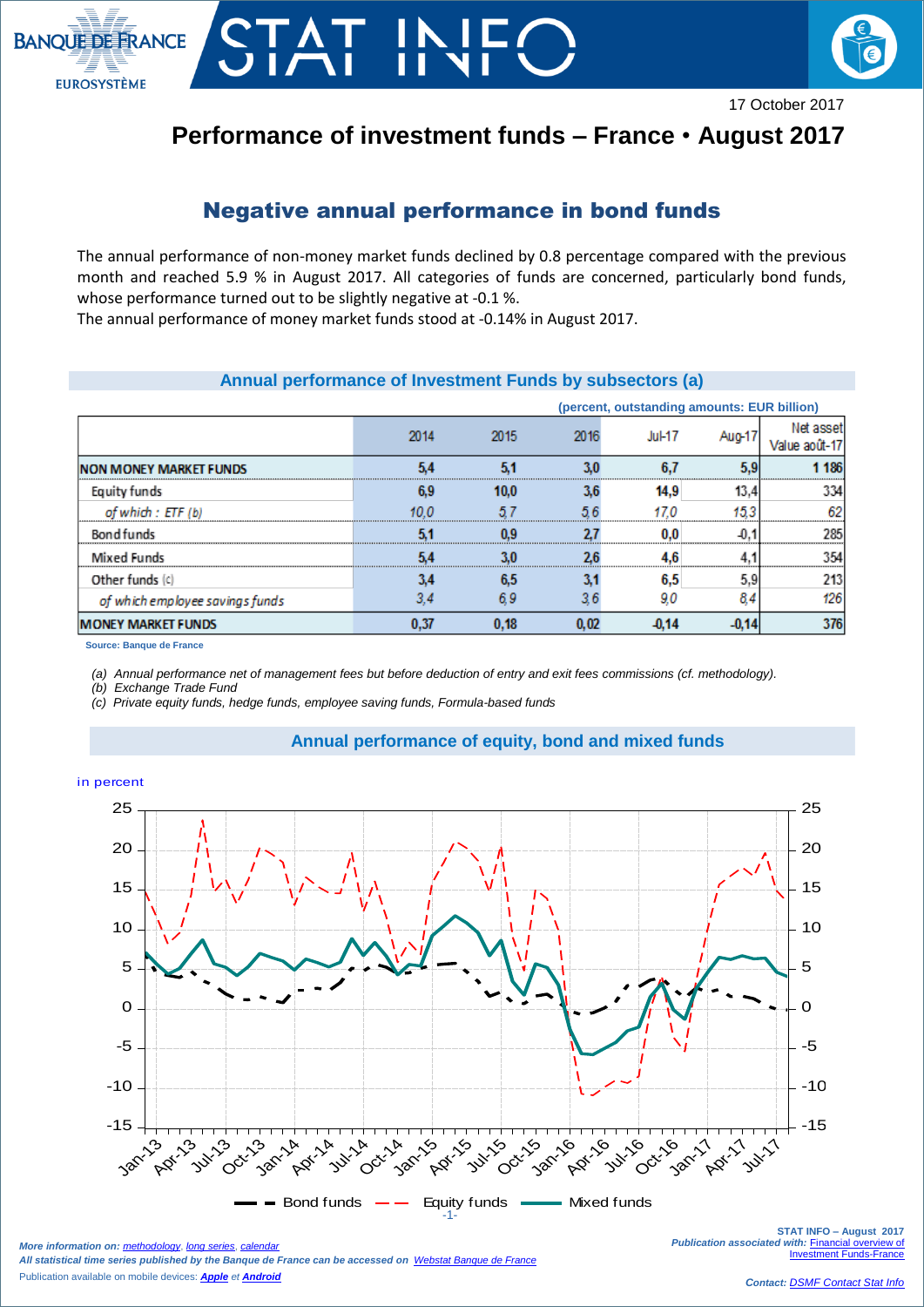17 October 2017

# Performance of investment funds – France • August 2017

## Negative annual performance in bond funds

The annual performance of non-money market funds declined by 0.8 percentage compared with the previous month and reached 5.9 % in August 2017. All categories of funds are concerned, particularly bond funds, whose performance turned out to be slightly negative at -0.1 %.

The annual performance of money market funds stood at -0.14% in August 2017.

### Annual performance of Investment Funds by subsectors (a)

(percent, outstanding amounts: EUR billion)

| | 2014 | 2015 | 2016 | Jul-17 | Aug-17 | Net asset Value août-17 |
|---|---|---|---|---|---|---|
| **NON MONEY MARKET FUNDS** | **5,4** | **5,1** | **3,0** | **6,7** | **5,9** | **1 186** |
| Equity funds | 6,9 | 10,0 | 3,6 | 14,9 | 13,4 | 334 |
| *of which : ETF (b)* | *10,0* | *5,7* | *5,6* | *17,0* | *15,3* | *62* |
| Bond funds | 5,1 | 0,9 | 2,7 | 0,0 | -0,1 | 285 |
| Mixed Funds | 5,4 | 3,0 | 2,6 | 4,6 | 4,1 | 354 |
| Other funds (c) | 3,4 | 6,5 | 3,1 | 6,5 | 5,9 | 213 |
| *of which employee savings funds* | *3,4* | *6,9* | *3,6* | *9,0* | *8,4* | *126* |
| **MONEY MARKET FUNDS** | **0,37** | **0,18** | **0,02** | **-0,14** | **-0,14** | **376** |

Source: Banque de France

*(a) Annual performance net of management fees but before deduction of entry and exit fees commissions (cf. methodology).*
*(b) Exchange Trade Fund*
*(c) Private equity funds, hedge funds, employee saving funds, Formula-based funds*

### Annual performance of equity, bond and mixed funds

*More information on: methodology, long series, calendar*
*All statistical time series published by the Banque de France can be accessed on Webstat Banque de France*
Publication available on mobile devices: ***Apple*** *et* ***Android***

**STAT INFO – August 2017**
*Publication associated with:* Financial overview of Investment Funds-France

*Contact:* DSMF Contact Stat Info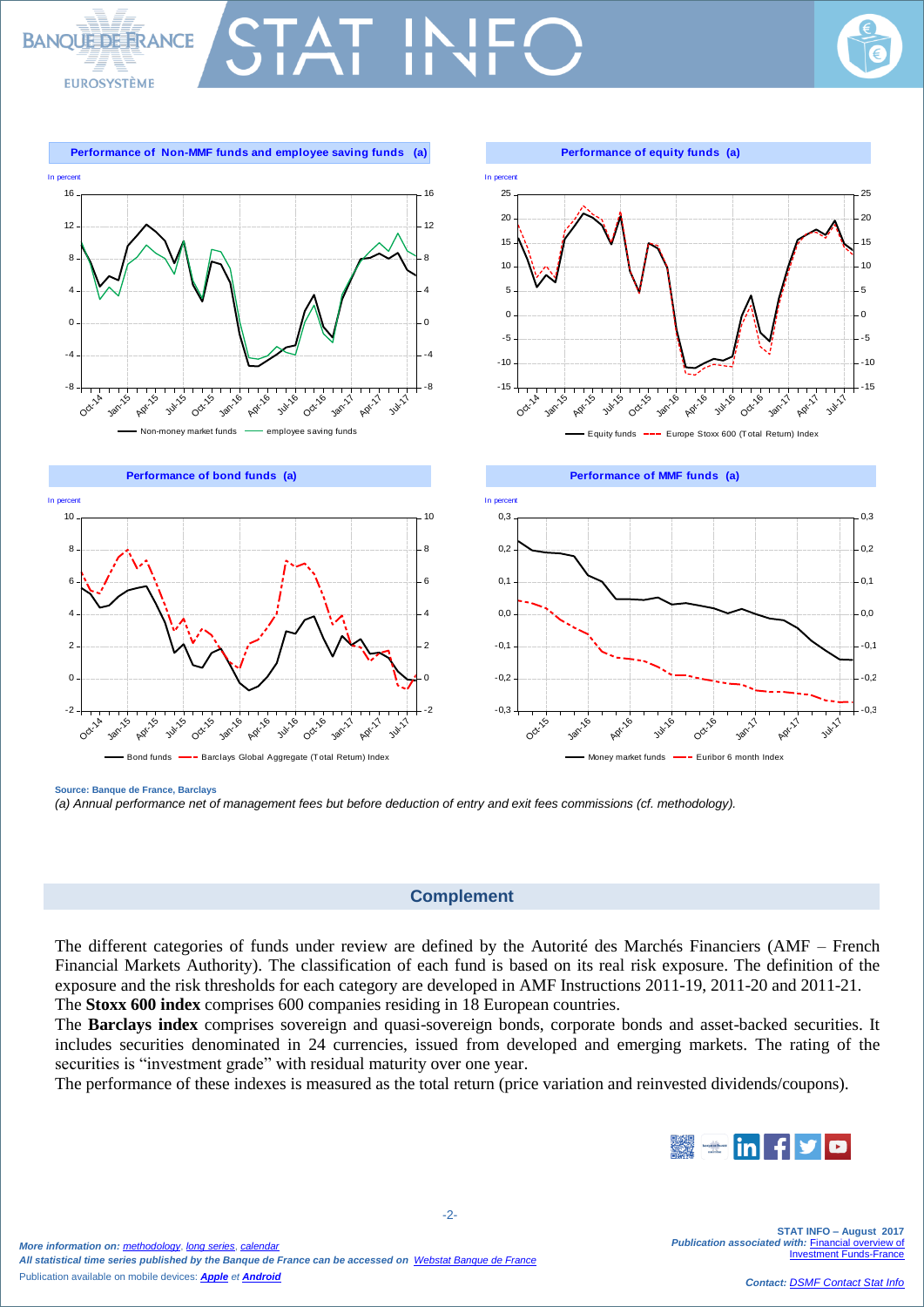**Performance of Non-MMF funds and employee saving funds (a)**

In percent

16, 12, 8, 4, 0, -4, -8

Oct-14, Jan-15, Apr-15, Jul-15, Oct-15, Jan-16, Apr-16, Jul-16, Oct-16, Jan-17, Apr-17, Jul-17

Non-money market funds — employee saving funds

**Performance of equity funds (a)**

In percent

25, 20, 15, 10, 5, 0, -5, -10, -15

Oct-14, Jan-15, Apr-15, Jul-15, Oct-15, Jan-16, Apr-16, Jul-16, Oct-16, Jan-17, Apr-17, Jul-17

Equity funds — Europe Stoxx 600 (Total Return) Index

**Performance of bond funds (a)**

In percent

10, 8, 6, 4, 2, 0, -2

Oct-14, Jan-15, Apr-15, Jul-15, Oct-15, Jan-16, Apr-16, Jul-16, Oct-16, Jan-17, Apr-17, Jul-17

Bond funds — Barclays Global Aggregate (Total Return) Index

**Performance of MMF funds (a)**

In percent

0,3, 0,2, 0,1, 0,0, -0,1, -0,2, -0,3

Oct-15, Jan-16, Apr-16, Jul-16, Oct-16, Jan-17, Apr-17, Jul-17

Money market funds — Euribor 6 month Index

**Source: Banque de France, Barclays**

*(a) Annual performance net of management fees but before deduction of entry and exit fees commissions (cf. methodology).*

## Complement

The different categories of funds under review are defined by the Autorité des Marchés Financiers (AMF – French Financial Markets Authority). The classification of each fund is based on its real risk exposure. The definition of the exposure and the risk thresholds for each category are developed in AMF Instructions 2011-19, 2011-20 and 2011-21.

The **Stoxx 600 index** comprises 600 companies residing in 18 European countries.

The **Barclays index** comprises sovereign and quasi-sovereign bonds, corporate bonds and asset-backed securities. It includes securities denominated in 24 currencies, issued from developed and emerging markets. The rating of the securities is "investment grade" with residual maturity over one year.

The performance of these indexes is measured as the total return (price variation and reinvested dividends/coupons).

*More information on: methodology, long series, calendar*

***All statistical time series published by the Banque de France can be accessed on** Webstat Banque de France*

Publication available on mobile devices: ***Apple*** *et* ***Android***

**STAT INFO – August 2017**

***Publication associated with:*** Financial overview of Investment Funds-France

***Contact:*** *DSMF Contact Stat Info*